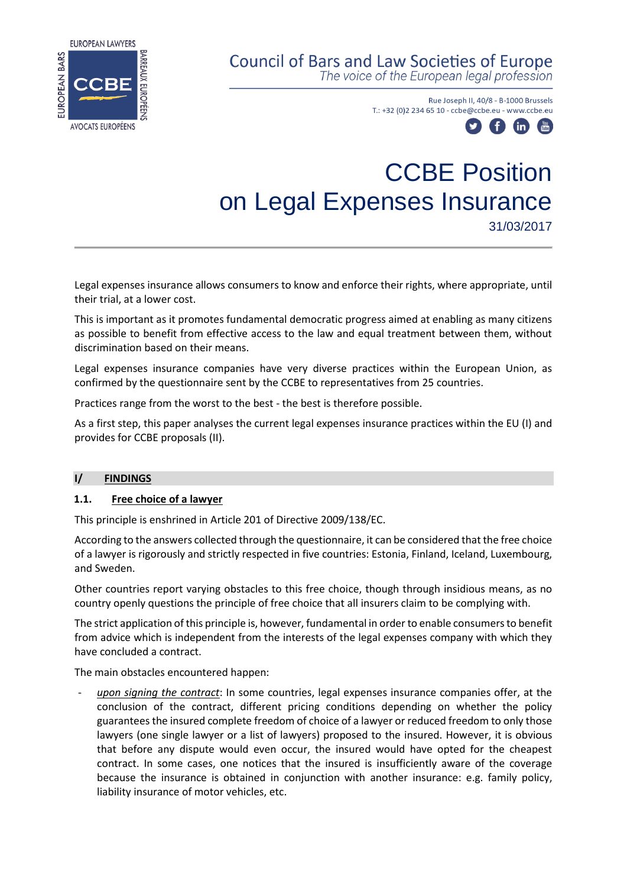Council of Bars and Law Societies of Europe
*The voice of the European legal profession*

Rue Joseph II, 40/8 - B-1000 Brussels
T.: +32 (0)2 234 65 10 - ccbe@ccbe.eu - www.ccbe.eu

# CCBE Position on Legal Expenses Insurance

31/03/2017

Legal expenses insurance allows consumers to know and enforce their rights, where appropriate, until their trial, at a lower cost.

This is important as it promotes fundamental democratic progress aimed at enabling as many citizens as possible to benefit from effective access to the law and equal treatment between them, without discrimination based on their means.

Legal expenses insurance companies have very diverse practices within the European Union, as confirmed by the questionnaire sent by the CCBE to representatives from 25 countries.

Practices range from the worst to the best - the best is therefore possible.

As a first step, this paper analyses the current legal expenses insurance practices within the EU (I) and provides for CCBE proposals (II).

## I/ FINDINGS

### 1.1. Free choice of a lawyer

This principle is enshrined in Article 201 of Directive 2009/138/EC.

According to the answers collected through the questionnaire, it can be considered that the free choice of a lawyer is rigorously and strictly respected in five countries: Estonia, Finland, Iceland, Luxembourg, and Sweden.

Other countries report varying obstacles to this free choice, though through insidious means, as no country openly questions the principle of free choice that all insurers claim to be complying with.

The strict application of this principle is, however, fundamental in order to enable consumers to benefit from advice which is independent from the interests of the legal expenses company with which they have concluded a contract.

The main obstacles encountered happen:

- *upon signing the contract*: In some countries, legal expenses insurance companies offer, at the conclusion of the contract, different pricing conditions depending on whether the policy guarantees the insured complete freedom of choice of a lawyer or reduced freedom to only those lawyers (one single lawyer or a list of lawyers) proposed to the insured. However, it is obvious that before any dispute would even occur, the insured would have opted for the cheapest contract. In some cases, one notices that the insured is insufficiently aware of the coverage because the insurance is obtained in conjunction with another insurance: e.g. family policy, liability insurance of motor vehicles, etc.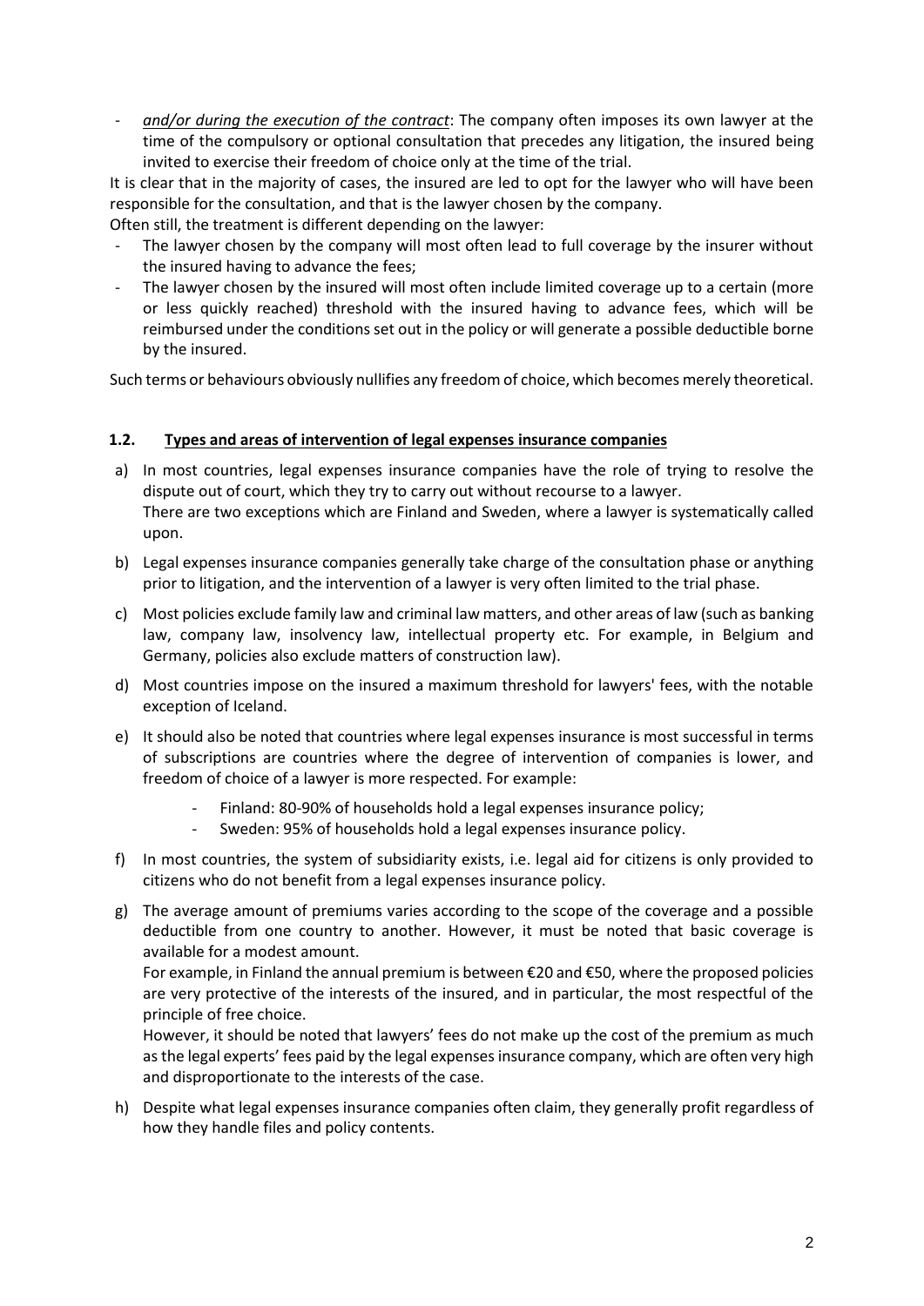- *and/or during the execution of the contract*: The company often imposes its own lawyer at the time of the compulsory or optional consultation that precedes any litigation, the insured being invited to exercise their freedom of choice only at the time of the trial.

It is clear that in the majority of cases, the insured are led to opt for the lawyer who will have been responsible for the consultation, and that is the lawyer chosen by the company.

Often still, the treatment is different depending on the lawyer:

- The lawyer chosen by the company will most often lead to full coverage by the insurer without the insured having to advance the fees;
- The lawyer chosen by the insured will most often include limited coverage up to a certain (more or less quickly reached) threshold with the insured having to advance fees, which will be reimbursed under the conditions set out in the policy or will generate a possible deductible borne by the insured.

Such terms or behaviours obviously nullifies any freedom of choice, which becomes merely theoretical.

### 1.2. Types and areas of intervention of legal expenses insurance companies

a) In most countries, legal expenses insurance companies have the role of trying to resolve the dispute out of court, which they try to carry out without recourse to a lawyer.
There are two exceptions which are Finland and Sweden, where a lawyer is systematically called upon.

b) Legal expenses insurance companies generally take charge of the consultation phase or anything prior to litigation, and the intervention of a lawyer is very often limited to the trial phase.

c) Most policies exclude family law and criminal law matters, and other areas of law (such as banking law, company law, insolvency law, intellectual property etc. For example, in Belgium and Germany, policies also exclude matters of construction law).

d) Most countries impose on the insured a maximum threshold for lawyers' fees, with the notable exception of Iceland.

e) It should also be noted that countries where legal expenses insurance is most successful in terms of subscriptions are countries where the degree of intervention of companies is lower, and freedom of choice of a lawyer is more respected. For example:
    - Finland: 80-90% of households hold a legal expenses insurance policy;
    - Sweden: 95% of households hold a legal expenses insurance policy.

f) In most countries, the system of subsidiarity exists, i.e. legal aid for citizens is only provided to citizens who do not benefit from a legal expenses insurance policy.

g) The average amount of premiums varies according to the scope of the coverage and a possible deductible from one country to another. However, it must be noted that basic coverage is available for a modest amount.
For example, in Finland the annual premium is between €20 and €50, where the proposed policies are very protective of the interests of the insured, and in particular, the most respectful of the principle of free choice.
However, it should be noted that lawyers' fees do not make up the cost of the premium as much as the legal experts' fees paid by the legal expenses insurance company, which are often very high and disproportionate to the interests of the case.

h) Despite what legal expenses insurance companies often claim, they generally profit regardless of how they handle files and policy contents.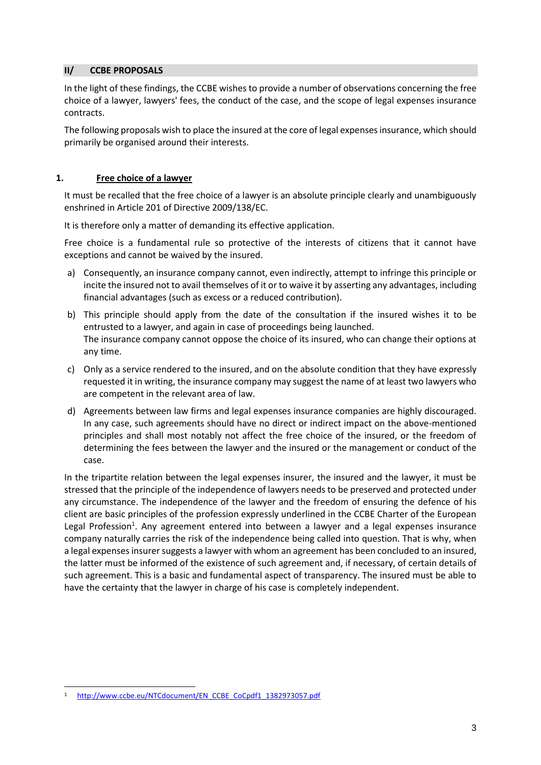## II/ CCBE PROPOSALS

In the light of these findings, the CCBE wishes to provide a number of observations concerning the free choice of a lawyer, lawyers' fees, the conduct of the case, and the scope of legal expenses insurance contracts.

The following proposals wish to place the insured at the core of legal expenses insurance, which should primarily be organised around their interests.

### 1. <u>Free choice of a lawyer</u>

It must be recalled that the free choice of a lawyer is an absolute principle clearly and unambiguously enshrined in Article 201 of Directive 2009/138/EC.

It is therefore only a matter of demanding its effective application.

Free choice is a fundamental rule so protective of the interests of citizens that it cannot have exceptions and cannot be waived by the insured.

a) Consequently, an insurance company cannot, even indirectly, attempt to infringe this principle or incite the insured not to avail themselves of it or to waive it by asserting any advantages, including financial advantages (such as excess or a reduced contribution).

b) This principle should apply from the date of the consultation if the insured wishes it to be entrusted to a lawyer, and again in case of proceedings being launched.
The insurance company cannot oppose the choice of its insured, who can change their options at any time.

c) Only as a service rendered to the insured, and on the absolute condition that they have expressly requested it in writing, the insurance company may suggest the name of at least two lawyers who are competent in the relevant area of law.

d) Agreements between law firms and legal expenses insurance companies are highly discouraged. In any case, such agreements should have no direct or indirect impact on the above-mentioned principles and shall most notably not affect the free choice of the insured, or the freedom of determining the fees between the lawyer and the insured or the management or conduct of the case.

In the tripartite relation between the legal expenses insurer, the insured and the lawyer, it must be stressed that the principle of the independence of lawyers needs to be preserved and protected under any circumstance. The independence of the lawyer and the freedom of ensuring the defence of his client are basic principles of the profession expressly underlined in the CCBE Charter of the European Legal Profession[1]. Any agreement entered into between a lawyer and a legal expenses insurance company naturally carries the risk of the independence being called into question. That is why, when a legal expenses insurer suggests a lawyer with whom an agreement has been concluded to an insured, the latter must be informed of the existence of such agreement and, if necessary, of certain details of such agreement. This is a basic and fundamental aspect of transparency. The insured must be able to have the certainty that the lawyer in charge of his case is completely independent.

[1] http://www.ccbe.eu/NTCdocument/EN_CCBE_CoCpdf1_1382973057.pdf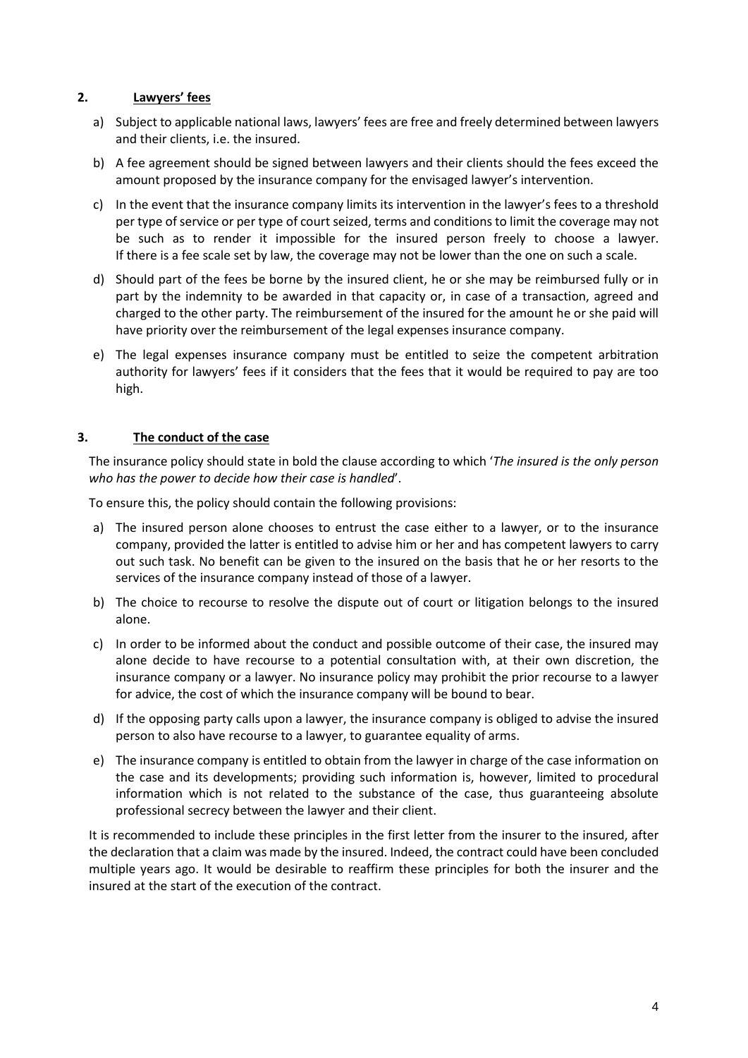## 2. Lawyers' fees

a) Subject to applicable national laws, lawyers' fees are free and freely determined between lawyers and their clients, i.e. the insured.

b) A fee agreement should be signed between lawyers and their clients should the fees exceed the amount proposed by the insurance company for the envisaged lawyer's intervention.

c) In the event that the insurance company limits its intervention in the lawyer's fees to a threshold per type of service or per type of court seized, terms and conditions to limit the coverage may not be such as to render it impossible for the insured person freely to choose a lawyer. If there is a fee scale set by law, the coverage may not be lower than the one on such a scale.

d) Should part of the fees be borne by the insured client, he or she may be reimbursed fully or in part by the indemnity to be awarded in that capacity or, in case of a transaction, agreed and charged to the other party. The reimbursement of the insured for the amount he or she paid will have priority over the reimbursement of the legal expenses insurance company.

e) The legal expenses insurance company must be entitled to seize the competent arbitration authority for lawyers' fees if it considers that the fees that it would be required to pay are too high.

## 3. The conduct of the case

The insurance policy should state in bold the clause according to which '*The insured is the only person who has the power to decide how their case is handled*'.

To ensure this, the policy should contain the following provisions:

a) The insured person alone chooses to entrust the case either to a lawyer, or to the insurance company, provided the latter is entitled to advise him or her and has competent lawyers to carry out such task. No benefit can be given to the insured on the basis that he or her resorts to the services of the insurance company instead of those of a lawyer.

b) The choice to recourse to resolve the dispute out of court or litigation belongs to the insured alone.

c) In order to be informed about the conduct and possible outcome of their case, the insured may alone decide to have recourse to a potential consultation with, at their own discretion, the insurance company or a lawyer. No insurance policy may prohibit the prior recourse to a lawyer for advice, the cost of which the insurance company will be bound to bear.

d) If the opposing party calls upon a lawyer, the insurance company is obliged to advise the insured person to also have recourse to a lawyer, to guarantee equality of arms.

e) The insurance company is entitled to obtain from the lawyer in charge of the case information on the case and its developments; providing such information is, however, limited to procedural information which is not related to the substance of the case, thus guaranteeing absolute professional secrecy between the lawyer and their client.

It is recommended to include these principles in the first letter from the insurer to the insured, after the declaration that a claim was made by the insured. Indeed, the contract could have been concluded multiple years ago. It would be desirable to reaffirm these principles for both the insurer and the insured at the start of the execution of the contract.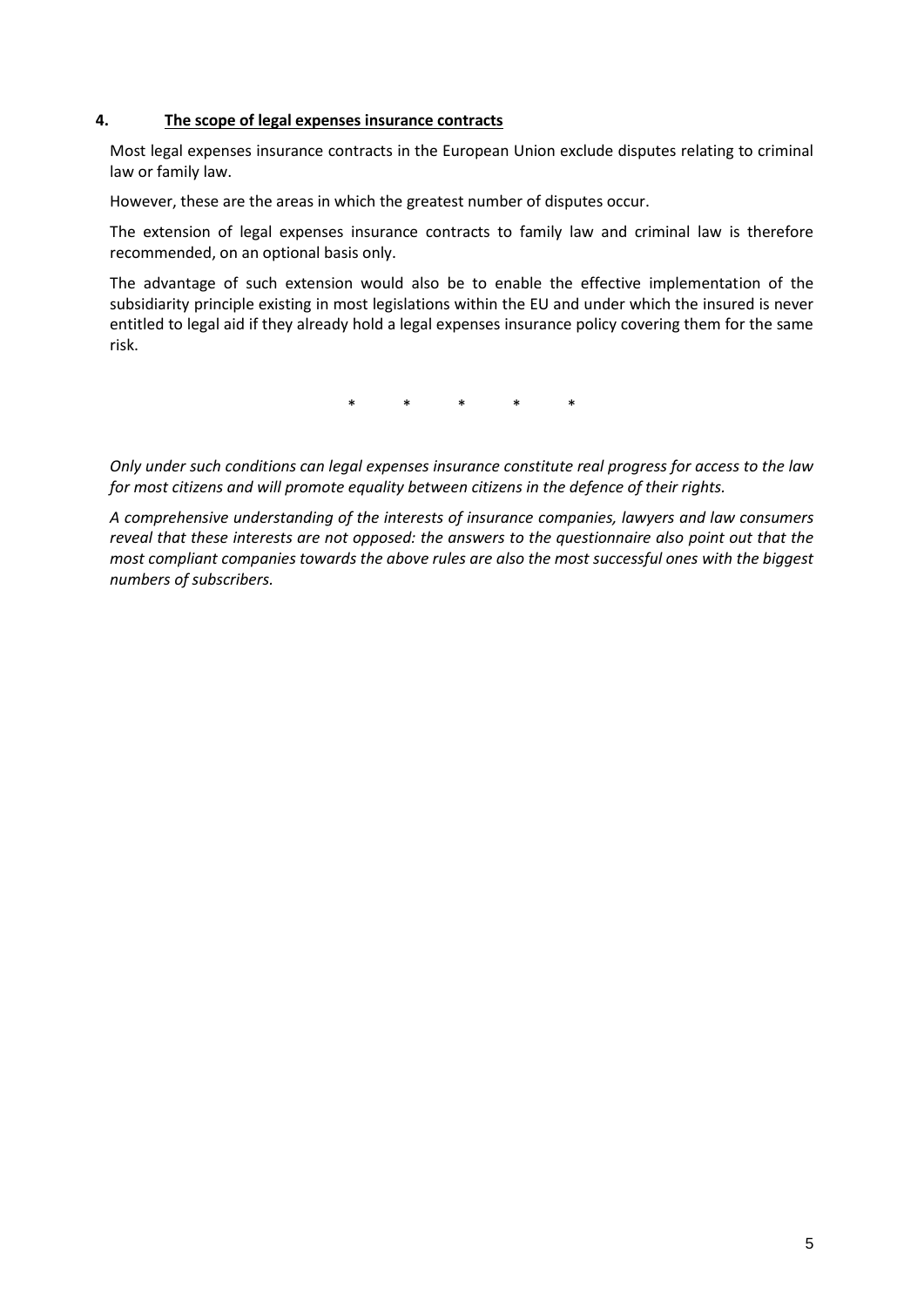## 4. **The scope of legal expenses insurance contracts**

Most legal expenses insurance contracts in the European Union exclude disputes relating to criminal law or family law.

However, these are the areas in which the greatest number of disputes occur.

The extension of legal expenses insurance contracts to family law and criminal law is therefore recommended, on an optional basis only.

The advantage of such extension would also be to enable the effective implementation of the subsidiarity principle existing in most legislations within the EU and under which the insured is never entitled to legal aid if they already hold a legal expenses insurance policy covering them for the same risk.

\* \* \* \* \*

*Only under such conditions can legal expenses insurance constitute real progress for access to the law for most citizens and will promote equality between citizens in the defence of their rights.*

*A comprehensive understanding of the interests of insurance companies, lawyers and law consumers reveal that these interests are not opposed: the answers to the questionnaire also point out that the most compliant companies towards the above rules are also the most successful ones with the biggest numbers of subscribers.*